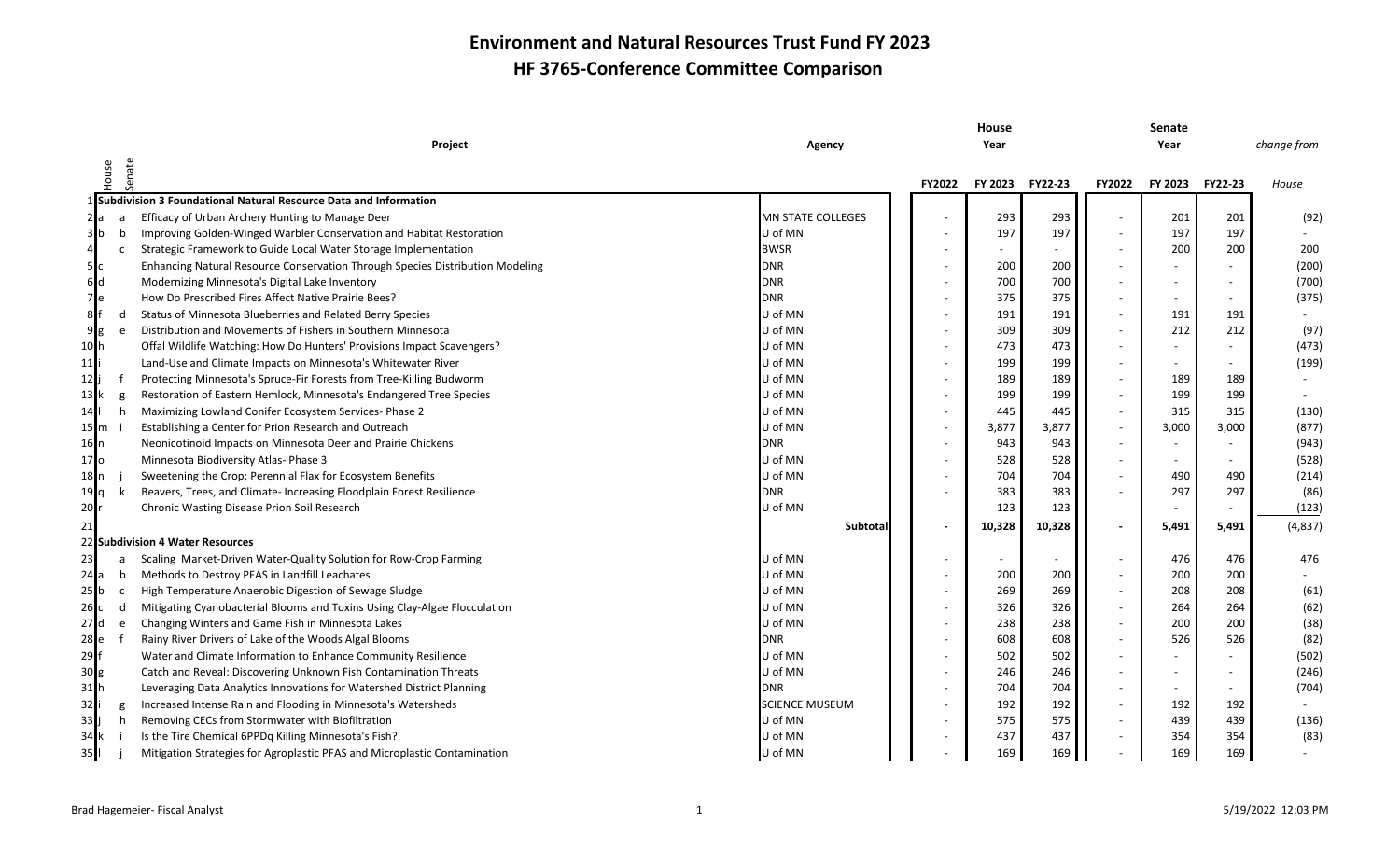# Environment and Natural Resources Trust Fund FY 2023

## HF 3765-Conference Committee Comparison

| | House | Senate | Project | Agency | House FY2022 | House FY 2023 | House FY22-23 | Senate FY2022 | Senate FY 2023 | Senate FY22-23 | change from House |
|---|---|---|---|---|---|---|---|---|---|---|---|
| 1 | | | **Subdivision 3 Foundational Natural Resource Data and Information** | | | | | | | | |
| 2 | a | a | Efficacy of Urban Archery Hunting to Manage Deer | MN STATE COLLEGES | - | 293 | 293 | - | 201 | 201 | (92) |
| 3 | b | b | Improving Golden-Winged Warbler Conservation and Habitat Restoration | U of MN | - | 197 | 197 | - | 197 | 197 | - |
| 4 | | c | Strategic Framework to Guide Local Water Storage Implementation | BWSR | - | - | - | - | 200 | 200 | 200 |
| 5 | c | | Enhancing Natural Resource Conservation Through Species Distribution Modeling | DNR | - | 200 | 200 | - | - | - | (200) |
| 6 | d | | Modernizing Minnesota's Digital Lake Inventory | DNR | - | 700 | 700 | - | - | - | (700) |
| 7 | e | | How Do Prescribed Fires Affect Native Prairie Bees? | DNR | - | 375 | 375 | - | - | - | (375) |
| 8 | f | d | Status of Minnesota Blueberries and Related Berry Species | U of MN | - | 191 | 191 | - | 191 | 191 | - |
| 9 | g | e | Distribution and Movements of Fishers in Southern Minnesota | U of MN | - | 309 | 309 | - | 212 | 212 | (97) |
| 10 | h | | Offal Wildlife Watching: How Do Hunters' Provisions Impact Scavengers? | U of MN | - | 473 | 473 | - | - | - | (473) |
| 11 | i | | Land-Use and Climate Impacts on Minnesota's Whitewater River | U of MN | - | 199 | 199 | - | - | - | (199) |
| 12 | j | f | Protecting Minnesota's Spruce-Fir Forests from Tree-Killing Budworm | U of MN | - | 189 | 189 | - | 189 | 189 | - |
| 13 | k | g | Restoration of Eastern Hemlock, Minnesota's Endangered Tree Species | U of MN | - | 199 | 199 | - | 199 | 199 | - |
| 14 | l | h | Maximizing Lowland Conifer Ecosystem Services- Phase 2 | U of MN | - | 445 | 445 | - | 315 | 315 | (130) |
| 15 | m | i | Establishing a Center for Prion Research and Outreach | U of MN | - | 3,877 | 3,877 | - | 3,000 | 3,000 | (877) |
| 16 | n | | Neonicotinoid Impacts on Minnesota Deer and Prairie Chickens | DNR | - | 943 | 943 | - | - | - | (943) |
| 17 | o | | Minnesota Biodiversity Atlas- Phase 3 | U of MN | - | 528 | 528 | - | - | - | (528) |
| 18 | p | j | Sweetening the Crop: Perennial Flax for Ecosystem Benefits | U of MN | - | 704 | 704 | - | 490 | 490 | (214) |
| 19 | q | k | Beavers, Trees, and Climate- Increasing Floodplain Forest Resilience | DNR | - | 383 | 383 | - | 297 | 297 | (86) |
| 20 | r | | Chronic Wasting Disease Prion Soil Research | U of MN | | 123 | 123 | | - | - | (123) |
| 21 | | | | **Subtotal** | - | 10,328 | 10,328 | - | 5,491 | 5,491 | (4,837) |
| 22 | | | **Subdivision 4 Water Resources** | | | | | | | | |
| 23 | | a | Scaling Market-Driven Water-Quality Solution for Row-Crop Farming | U of MN | - | - | - | - | 476 | 476 | 476 |
| 24 | a | b | Methods to Destroy PFAS in Landfill Leachates | U of MN | - | 200 | 200 | - | 200 | 200 | - |
| 25 | b | c | High Temperature Anaerobic Digestion of Sewage Sludge | U of MN | - | 269 | 269 | - | 208 | 208 | (61) |
| 26 | c | d | Mitigating Cyanobacterial Blooms and Toxins Using Clay-Algae Flocculation | U of MN | - | 326 | 326 | - | 264 | 264 | (62) |
| 27 | d | e | Changing Winters and Game Fish in Minnesota Lakes | U of MN | - | 238 | 238 | - | 200 | 200 | (38) |
| 28 | e | f | Rainy River Drivers of Lake of the Woods Algal Blooms | DNR | - | 608 | 608 | - | 526 | 526 | (82) |
| 29 | f | | Water and Climate Information to Enhance Community Resilience | U of MN | - | 502 | 502 | - | - | - | (502) |
| 30 | g | | Catch and Reveal: Discovering Unknown Fish Contamination Threats | U of MN | - | 246 | 246 | - | - | - | (246) |
| 31 | h | | Leveraging Data Analytics Innovations for Watershed District Planning | DNR | - | 704 | 704 | - | - | - | (704) |
| 32 | i | g | Increased Intense Rain and Flooding in Minnesota's Watersheds | SCIENCE MUSEUM | - | 192 | 192 | - | 192 | 192 | - |
| 33 | j | h | Removing CECs from Stormwater with Biofiltration | U of MN | - | 575 | 575 | - | 439 | 439 | (136) |
| 34 | k | i | Is the Tire Chemical 6PPDq Killing Minnesota's Fish? | U of MN | - | 437 | 437 | - | 354 | 354 | (83) |
| 35 | l | j | Mitigation Strategies for Agroplastic PFAS and Microplastic Contamination | U of MN | - | 169 | 169 | - | 169 | 169 | - |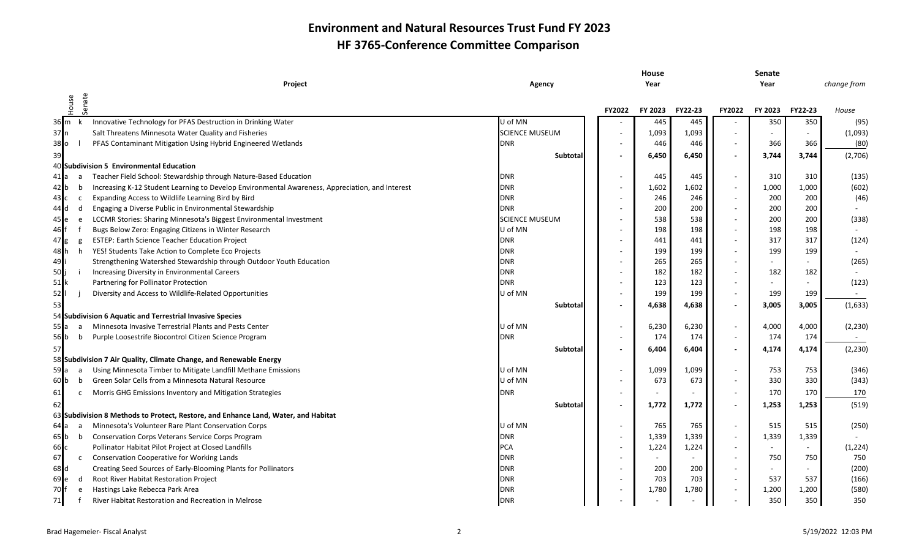# Environment and Natural Resources Trust Fund FY 2023

## HF 3765-Conference Committee Comparison

| | House | Senate | Project | Agency | House FY2022 | House FY 2023 | House FY22-23 | Senate FY2022 | Senate FY 2023 | Senate FY22-23 | *change from House* |
|---|---|---|---|---|---|---|---|---|---|---|---|
| 36 | m | k | Innovative Technology for PFAS Destruction in Drinking Water | U of MN | - | 445 | 445 | - | 350 | 350 | (95) |
| 37 | n | | Salt Threatens Minnesota Water Quality and Fisheries | SCIENCE MUSEUM | - | 1,093 | 1,093 | - | - | - | (1,093) |
| 38 | o | l | PFAS Contaminant Mitigation Using Hybrid Engineered Wetlands | DNR | - | 446 | 446 | - | 366 | 366 | (80) |
| 39 | | | | Subtotal | - | 6,450 | 6,450 | - | 3,744 | 3,744 | (2,706) |
| 40 | | | **Subdivision 5 Environmental Education** | | | | | | | | |
| 41 | a | a | Teacher Field School: Stewardship through Nature-Based Education | DNR | - | 445 | 445 | - | 310 | 310 | (135) |
| 42 | b | b | Increasing K-12 Student Learning to Develop Environmental Awareness, Appreciation, and Interest | DNR | - | 1,602 | 1,602 | - | 1,000 | 1,000 | (602) |
| 43 | c | c | Expanding Access to Wildlife Learning Bird by Bird | DNR | - | 246 | 246 | - | 200 | 200 | (46) |
| 44 | d | d | Engaging a Diverse Public in Environmental Stewardship | DNR | - | 200 | 200 | - | 200 | 200 | - |
| 45 | e | e | LCCMR Stories: Sharing Minnesota's Biggest Environmental Investment | SCIENCE MUSEUM | - | 538 | 538 | - | 200 | 200 | (338) |
| 46 | f | f | Bugs Below Zero: Engaging Citizens in Winter Research | U of MN | - | 198 | 198 | - | 198 | 198 | - |
| 47 | g | g | ESTEP: Earth Science Teacher Education Project | DNR | - | 441 | 441 | - | 317 | 317 | (124) |
| 48 | h | h | YES! Students Take Action to Complete Eco Projects | DNR | - | 199 | 199 | - | 199 | 199 | - |
| 49 | i | | Strengthening Watershed Stewardship through Outdoor Youth Education | DNR | - | 265 | 265 | - | - | - | (265) |
| 50 | j | i | Increasing Diversity in Environmental Careers | DNR | - | 182 | 182 | - | 182 | 182 | - |
| 51 | k | | Partnering for Pollinator Protection | DNR | - | 123 | 123 | - | - | - | (123) |
| 52 | l | j | Diversity and Access to Wildlife-Related Opportunities | U of MN | - | 199 | 199 | - | 199 | 199 | - |
| 53 | | | | Subtotal | - | 4,638 | 4,638 | - | 3,005 | 3,005 | (1,633) |
| 54 | | | **Subdivision 6 Aquatic and Terrestrial Invasive Species** | | | | | | | | |
| 55 | a | a | Minnesota Invasive Terrestrial Plants and Pests Center | U of MN | - | 6,230 | 6,230 | - | 4,000 | 4,000 | (2,230) |
| 56 | b | b | Purple Loosestrife Biocontrol Citizen Science Program | DNR | - | 174 | 174 | - | 174 | 174 | - |
| 57 | | | | Subtotal | - | 6,404 | 6,404 | - | 4,174 | 4,174 | (2,230) |
| 58 | | | **Subdivision 7 Air Quality, Climate Change, and Renewable Energy** | | | | | | | | |
| 59 | a | a | Using Minnesota Timber to Mitigate Landfill Methane Emissions | U of MN | - | 1,099 | 1,099 | - | 753 | 753 | (346) |
| 60 | b | b | Green Solar Cells from a Minnesota Natural Resource | U of MN | - | 673 | 673 | - | 330 | 330 | (343) |
| 61 | | c | Morris GHG Emissions Inventory and Mitigation Strategies | DNR | - | - | - | - | 170 | 170 | 170 |
| 62 | | | | Subtotal | - | 1,772 | 1,772 | - | 1,253 | 1,253 | (519) |
| 63 | | | **Subdivision 8 Methods to Protect, Restore, and Enhance Land, Water, and Habitat** | | | | | | | | |
| 64 | a | a | Minnesota's Volunteer Rare Plant Conservation Corps | U of MN | - | 765 | 765 | - | 515 | 515 | (250) |
| 65 | b | b | Conservation Corps Veterans Service Corps Program | DNR | - | 1,339 | 1,339 | - | 1,339 | 1,339 | - |
| 66 | c | | Pollinator Habitat Pilot Project at Closed Landfills | PCA | - | 1,224 | 1,224 | - | - | - | (1,224) |
| 67 | | c | Conservation Cooperative for Working Lands | DNR | - | - | - | - | 750 | 750 | 750 |
| 68 | d | | Creating Seed Sources of Early-Blooming Plants for Pollinators | DNR | - | 200 | 200 | - | - | - | (200) |
| 69 | e | d | Root River Habitat Restoration Project | DNR | - | 703 | 703 | - | 537 | 537 | (166) |
| 70 | f | e | Hastings Lake Rebecca Park Area | DNR | - | 1,780 | 1,780 | - | 1,200 | 1,200 | (580) |
| 71 | | f | River Habitat Restoration and Recreation in Melrose | DNR | - | - | - | - | 350 | 350 | 350 |

Brad Hagemeier- Fiscal Analyst

5/19/2022 12:03 PM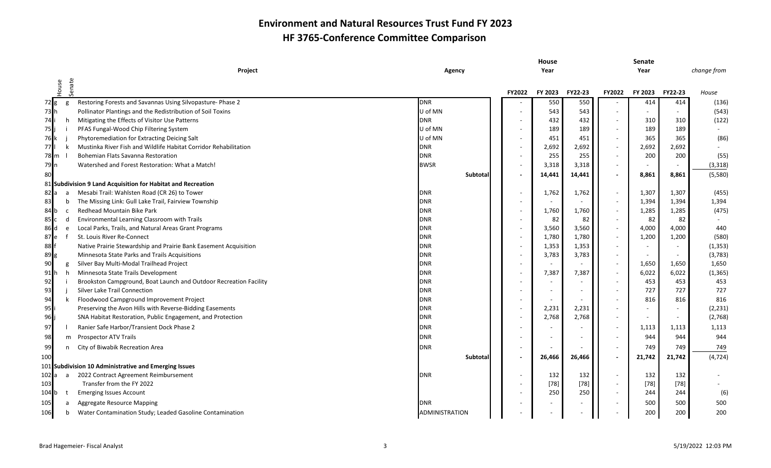# Environment and Natural Resources Trust Fund FY 2023

## HF 3765-Conference Committee Comparison

| | House | Senate | Project | Agency | House FY2022 | House FY 2023 | House FY22-23 | Senate FY2022 | Senate FY 2023 | Senate FY22-23 | *change from House* |
|---|---|---|---|---|---|---|---|---|---|---|---|
| 72 | g | g | Restoring Forests and Savannas Using Silvopasture- Phase 2 | DNR | - | 550 | 550 | - | 414 | 414 | (136) |
| 73 | h | | Pollinator Plantings and the Redistribution of Soil Toxins | U of MN | - | 543 | 543 | - | - | - | (543) |
| 74 | i | h | Mitigating the Effects of Visitor Use Patterns | DNR | - | 432 | 432 | - | 310 | 310 | (122) |
| 75 | j | i | PFAS Fungal-Wood Chip Filtering System | U of MN | - | 189 | 189 | - | 189 | 189 | - |
| 76 | k | j | Phytoremediation for Extracting Deicing Salt | U of MN | - | 451 | 451 | - | 365 | 365 | (86) |
| 77 | l | k | Mustinka River Fish and Wildlife Habitat Corridor Rehabilitation | DNR | - | 2,692 | 2,692 | - | 2,692 | 2,692 | - |
| 78 | m | l | Bohemian Flats Savanna Restoration | DNR | - | 255 | 255 | - | 200 | 200 | (55) |
| 79 | n | | Watershed and Forest Restoration: What a Match! | BWSR | - | 3,318 | 3,318 | - | - | - | (3,318) |
| 80 | | | | **Subtotal** | **-** | **14,441** | **14,441** | **-** | **8,861** | **8,861** | (5,580) |
| 81 | | | **Subdivision 9 Land Acquisition for Habitat and Recreation** | | | | | | | | |
| 82 | a | a | Mesabi Trail: Wahlsten Road (CR 26) to Tower | DNR | - | 1,762 | 1,762 | - | 1,307 | 1,307 | (455) |
| 83 | | b | The Missing Link: Gull Lake Trail, Fairview Township | DNR | - | - | - | - | 1,394 | 1,394 | 1,394 |
| 84 | b | c | Redhead Mountain Bike Park | DNR | - | 1,760 | 1,760 | - | 1,285 | 1,285 | (475) |
| 85 | c | d | Environmental Learning Classroom with Trails | DNR | - | 82 | 82 | - | 82 | 82 | - |
| 86 | d | e | Local Parks, Trails, and Natural Areas Grant Programs | DNR | - | 3,560 | 3,560 | - | 4,000 | 4,000 | 440 |
| 87 | e | f | St. Louis River Re-Connect | DNR | - | 1,780 | 1,780 | - | 1,200 | 1,200 | (580) |
| 88 | f | | Native Prairie Stewardship and Prairie Bank Easement Acquisition | DNR | - | 1,353 | 1,353 | - | - | - | (1,353) |
| 89 | g | | Minnesota State Parks and Trails Acquisitions | DNR | - | 3,783 | 3,783 | - | - | - | (3,783) |
| 90 | | g | Silver Bay Multi-Modal Trailhead Project | DNR | - | - | - | - | 1,650 | 1,650 | 1,650 |
| 91 | h | h | Minnesota State Trails Development | DNR | - | 7,387 | 7,387 | - | 6,022 | 6,022 | (1,365) |
| 92 | | i | Brookston Campground, Boat Launch and Outdoor Recreation Facility | DNR | - | - | - | - | 453 | 453 | 453 |
| 93 | | j | Silver Lake Trail Connection | DNR | - | - | - | - | 727 | 727 | 727 |
| 94 | | k | Floodwood Campground Improvement Project | DNR | - | - | - | - | 816 | 816 | 816 |
| 95 | i | | Preserving the Avon Hills with Reverse-Bidding Easements | DNR | - | 2,231 | 2,231 | - | - | - | (2,231) |
| 96 | j | | SNA Habitat Restoration, Public Engagement, and Protection | DNR | - | 2,768 | 2,768 | - | - | - | (2,768) |
| 97 | | l | Ranier Safe Harbor/Transient Dock Phase 2 | DNR | - | - | - | - | 1,113 | 1,113 | 1,113 |
| 98 | | m | Prospector ATV Trails | DNR | - | - | - | - | 944 | 944 | 944 |
| 99 | | n | City of Biwabik Recreation Area | DNR | - | - | - | - | 749 | 749 | 749 |
| 100 | | | | **Subtotal** | **-** | **26,466** | **26,466** | **-** | **21,742** | **21,742** | (4,724) |
| 101 | | | **Subdivision 10 Administrative and Emerging Issues** | | | | | | | | |
| 102 | a | a | 2022 Contract Agreement Reimbursement | DNR | - | 132 | 132 | - | 132 | 132 | - |
| 103 | | | Transfer from the FY 2022 | | - | [78] | [78] | - | [78] | [78] | - |
| 104 | b | t | Emerging Issues Account | | - | 250 | 250 | - | 244 | 244 | (6) |
| 105 | | a | Aggregate Resource Mapping | DNR | - | - | - | - | 500 | 500 | 500 |
| 106 | | b | Water Contamination Study; Leaded Gasoline Contamination | ADMINISTRATION | - | - | - | - | 200 | 200 | 200 |

Brad Hagemeier- Fiscal Analyst

5/19/2022 12:03 PM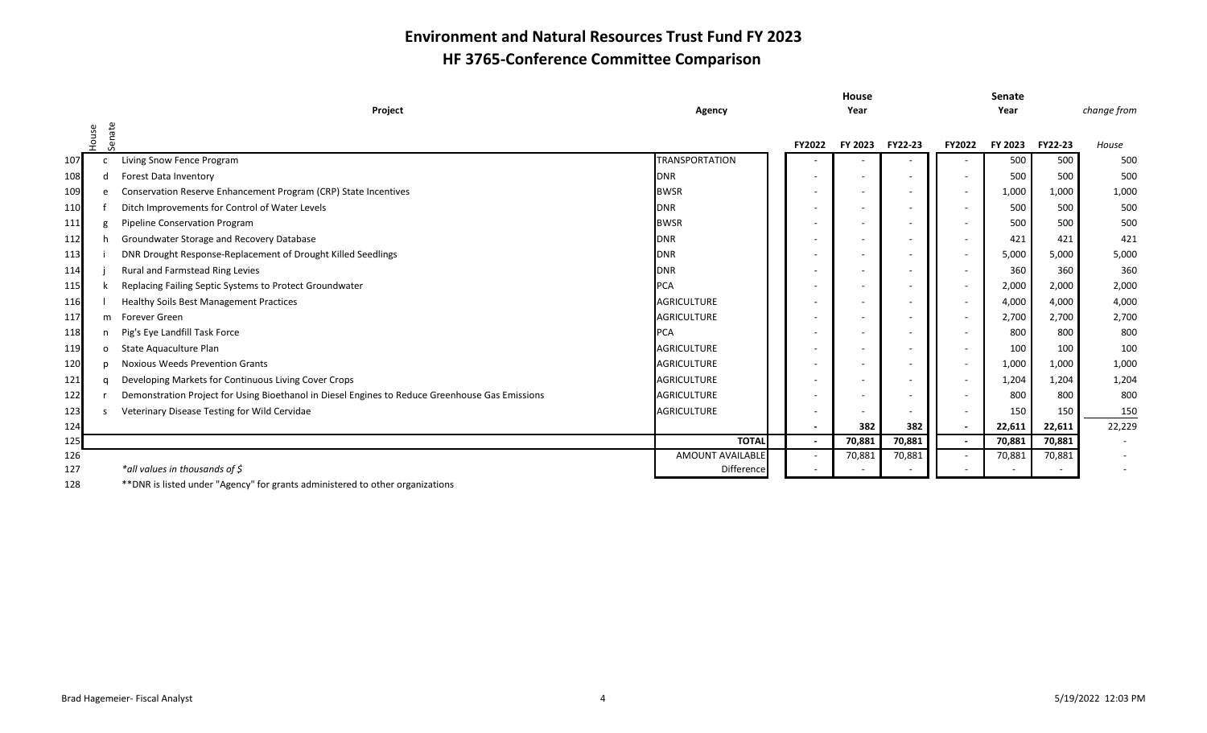# Environment and Natural Resources Trust Fund FY 2023

## HF 3765-Conference Committee Comparison

| | House | Senate | Project | Agency | House FY2022 | House FY 2023 | House FY22-23 | Senate FY2022 | Senate FY 2023 | Senate FY22-23 | change from House |
|---|---|---|---|---|---|---|---|---|---|---|---|
| 107 | | c | Living Snow Fence Program | TRANSPORTATION | - | - | - | - | 500 | 500 | 500 |
| 108 | | d | Forest Data Inventory | DNR | - | - | - | - | 500 | 500 | 500 |
| 109 | | e | Conservation Reserve Enhancement Program (CRP) State Incentives | BWSR | - | - | - | - | 1,000 | 1,000 | 1,000 |
| 110 | | f | Ditch Improvements for Control of Water Levels | DNR | - | - | - | - | 500 | 500 | 500 |
| 111 | | g | Pipeline Conservation Program | BWSR | - | - | - | - | 500 | 500 | 500 |
| 112 | | h | Groundwater Storage and Recovery Database | DNR | - | - | - | - | 421 | 421 | 421 |
| 113 | | i | DNR Drought Response-Replacement of Drought Killed Seedlings | DNR | - | - | - | - | 5,000 | 5,000 | 5,000 |
| 114 | | j | Rural and Farmstead Ring Levies | DNR | - | - | - | - | 360 | 360 | 360 |
| 115 | | k | Replacing Failing Septic Systems to Protect Groundwater | PCA | - | - | - | - | 2,000 | 2,000 | 2,000 |
| 116 | | l | Healthy Soils Best Management Practices | AGRICULTURE | - | - | - | - | 4,000 | 4,000 | 4,000 |
| 117 | | m | Forever Green | AGRICULTURE | - | - | - | - | 2,700 | 2,700 | 2,700 |
| 118 | | n | Pig's Eye Landfill Task Force | PCA | - | - | - | - | 800 | 800 | 800 |
| 119 | | o | State Aquaculture Plan | AGRICULTURE | - | - | - | - | 100 | 100 | 100 |
| 120 | | p | Noxious Weeds Prevention Grants | AGRICULTURE | - | - | - | - | 1,000 | 1,000 | 1,000 |
| 121 | | q | Developing Markets for Continuous Living Cover Crops | AGRICULTURE | - | - | - | - | 1,204 | 1,204 | 1,204 |
| 122 | | r | Demonstration Project for Using Bioethanol in Diesel Engines to Reduce Greenhouse Gas Emissions | AGRICULTURE | - | - | - | - | 800 | 800 | 800 |
| 123 | | s | Veterinary Disease Testing for Wild Cervidae | AGRICULTURE | - | - | - | - | 150 | 150 | 150 |
| 124 | | | | | - | 382 | 382 | - | 22,611 | 22,611 | 22,229 |
| 125 | | | | **TOTAL** | - | **70,881** | **70,881** | - | **70,881** | **70,881** | - |
| 126 | | | | AMOUNT AVAILABLE | - | 70,881 | 70,881 | - | 70,881 | 70,881 | - |
| 127 | | | *\*all values in thousands of $* | Difference | - | - | - | - | - | - | - |

128 **DNR is listed under "Agency" for grants administered to other organizations

Brad Hagemeier- Fiscal Analyst

5/19/2022 12:03 PM